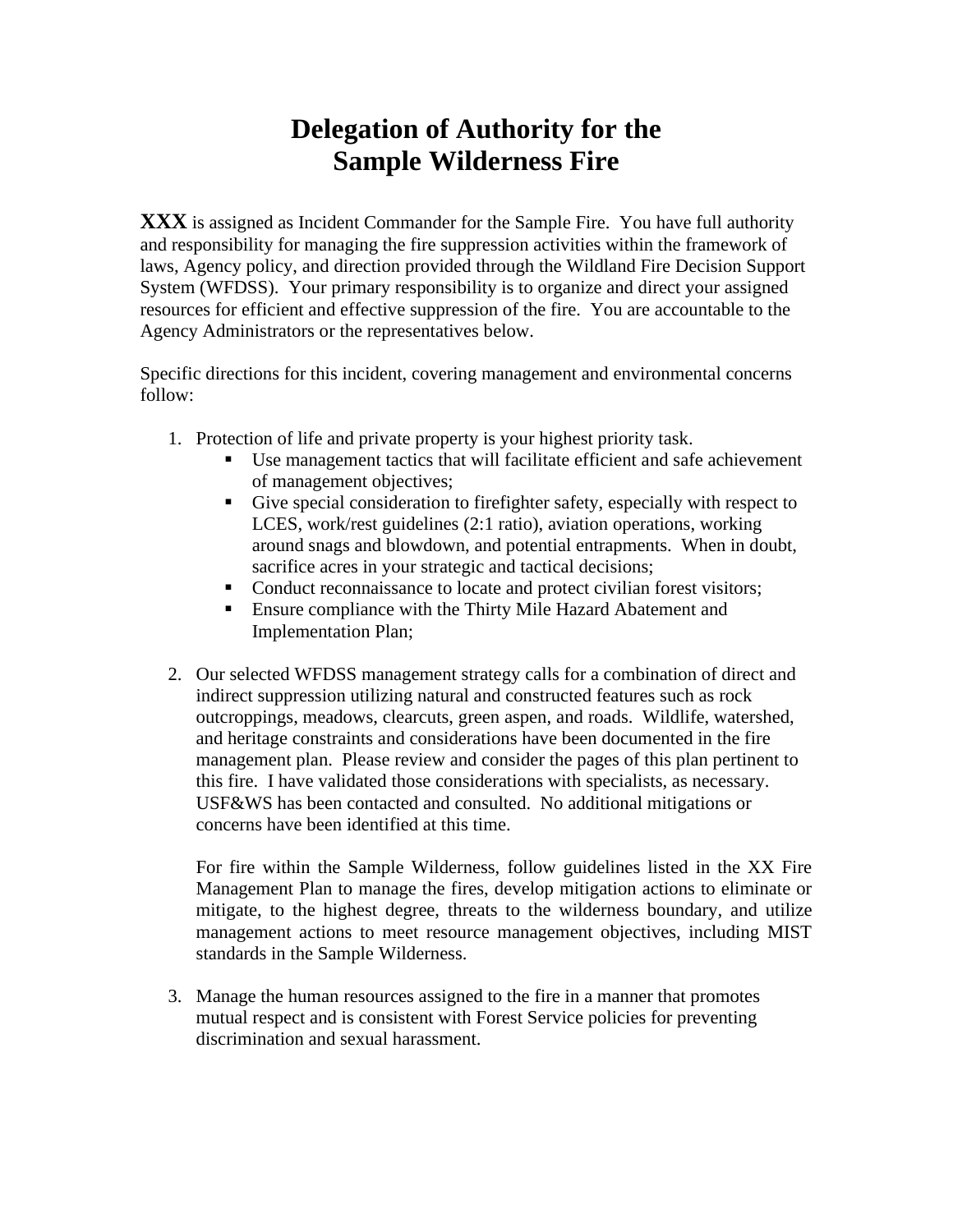# Delegation of Authority for the Sample Wilderness Fire

**XXX** is assigned as Incident Commander for the Sample Fire. You have full authority and responsibility for managing the fire suppression activities within the framework of laws, Agency policy, and direction provided through the Wildland Fire Decision Support System (WFDSS). Your primary responsibility is to organize and direct your assigned resources for efficient and effective suppression of the fire. You are accountable to the Agency Administrators or the representatives below.

Specific directions for this incident, covering management and environmental concerns follow:

1. Protection of life and private property is your highest priority task.
   - Use management tactics that will facilitate efficient and safe achievement of management objectives;
   - Give special consideration to firefighter safety, especially with respect to LCES, work/rest guidelines (2:1 ratio), aviation operations, working around snags and blowdown, and potential entrapments. When in doubt, sacrifice acres in your strategic and tactical decisions;
   - Conduct reconnaissance to locate and protect civilian forest visitors;
   - Ensure compliance with the Thirty Mile Hazard Abatement and Implementation Plan;

2. Our selected WFDSS management strategy calls for a combination of direct and indirect suppression utilizing natural and constructed features such as rock outcroppings, meadows, clearcuts, green aspen, and roads. Wildlife, watershed, and heritage constraints and considerations have been documented in the fire management plan. Please review and consider the pages of this plan pertinent to this fire. I have validated those considerations with specialists, as necessary. USF&WS has been contacted and consulted. No additional mitigations or concerns have been identified at this time.

   For fire within the Sample Wilderness, follow guidelines listed in the XX Fire Management Plan to manage the fires, develop mitigation actions to eliminate or mitigate, to the highest degree, threats to the wilderness boundary, and utilize management actions to meet resource management objectives, including MIST standards in the Sample Wilderness.

3. Manage the human resources assigned to the fire in a manner that promotes mutual respect and is consistent with Forest Service policies for preventing discrimination and sexual harassment.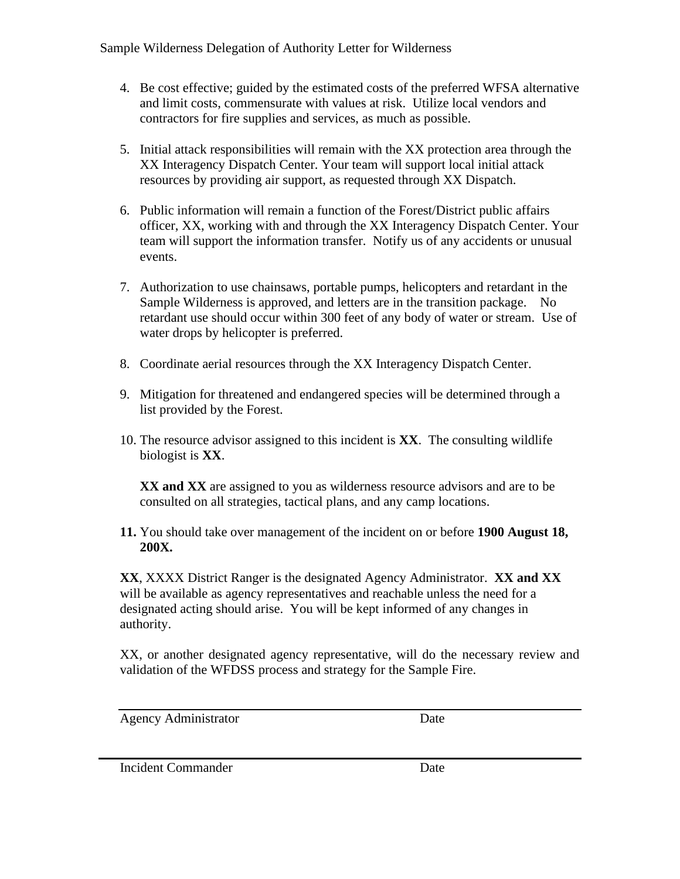4. Be cost effective; guided by the estimated costs of the preferred WFSA alternative and limit costs, commensurate with values at risk. Utilize local vendors and contractors for fire supplies and services, as much as possible.

5. Initial attack responsibilities will remain with the XX protection area through the XX Interagency Dispatch Center. Your team will support local initial attack resources by providing air support, as requested through XX Dispatch.

6. Public information will remain a function of the Forest/District public affairs officer, XX, working with and through the XX Interagency Dispatch Center. Your team will support the information transfer. Notify us of any accidents or unusual events.

7. Authorization to use chainsaws, portable pumps, helicopters and retardant in the Sample Wilderness is approved, and letters are in the transition package. No retardant use should occur within 300 feet of any body of water or stream. Use of water drops by helicopter is preferred.

8. Coordinate aerial resources through the XX Interagency Dispatch Center.

9. Mitigation for threatened and endangered species will be determined through a list provided by the Forest.

10. The resource advisor assigned to this incident is **XX**. The consulting wildlife biologist is **XX**.

    **XX and XX** are assigned to you as wilderness resource advisors and are to be consulted on all strategies, tactical plans, and any camp locations.

**11.** You should take over management of the incident on or before **1900 August 18, 200X.**

**XX**, XXXX District Ranger is the designated Agency Administrator. **XX and XX** will be available as agency representatives and reachable unless the need for a designated acting should arise. You will be kept informed of any changes in authority.

XX, or another designated agency representative, will do the necessary review and validation of the WFDSS process and strategy for the Sample Fire.

Agency Administrator　　　　　　Date

Incident Commander　　　　　　Date